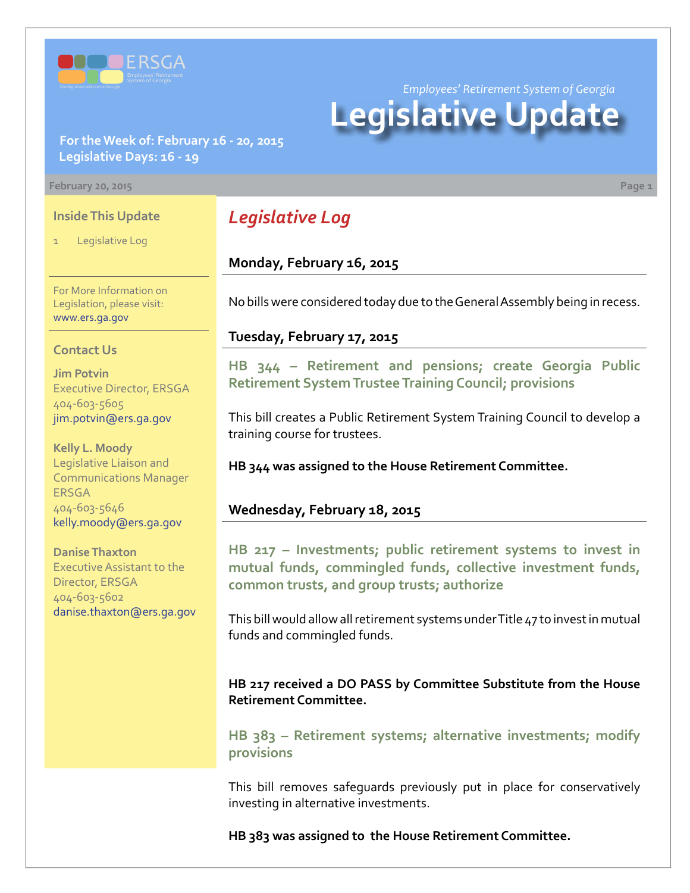*Employees' Retirement System of Georgia*

# Legislative Update

**For the Week of: February 16 - 20, 2015**
**Legislative Days: 16 - 19**

February 20, 2015

### Inside This Update

1 Legislative Log

For More Information on Legislation, please visit: www.ers.ga.gov

### Contact Us

**Jim Potvin**
Executive Director, ERSGA
404-603-5605
jim.potvin@ers.ga.gov

**Kelly L. Moody**
Legislative Liaison and Communications Manager ERSGA
404-603-5646
kelly.moody@ers.ga.gov

**Danise Thaxton**
Executive Assistant to the Director, ERSGA
404-603-5602
danise.thaxton@ers.ga.gov

## *Legislative Log*

### Monday, February 16, 2015

No bills were considered today due to the General Assembly being in recess.

### Tuesday, February 17, 2015

**HB 344 – Retirement and pensions; create Georgia Public Retirement System Trustee Training Council; provisions**

This bill creates a Public Retirement System Training Council to develop a training course for trustees.

**HB 344 was assigned to the House Retirement Committee.**

### Wednesday, February 18, 2015

**HB 217 – Investments; public retirement systems to invest in mutual funds, commingled funds, collective investment funds, common trusts, and group trusts; authorize**

This bill would allow all retirement systems under Title 47 to invest in mutual funds and commingled funds.

**HB 217 received a DO PASS by Committee Substitute from the House Retirement Committee.**

**HB 383 – Retirement systems; alternative investments; modify provisions**

This bill removes safeguards previously put in place for conservatively investing in alternative investments.

**HB 383 was assigned to the House Retirement Committee.**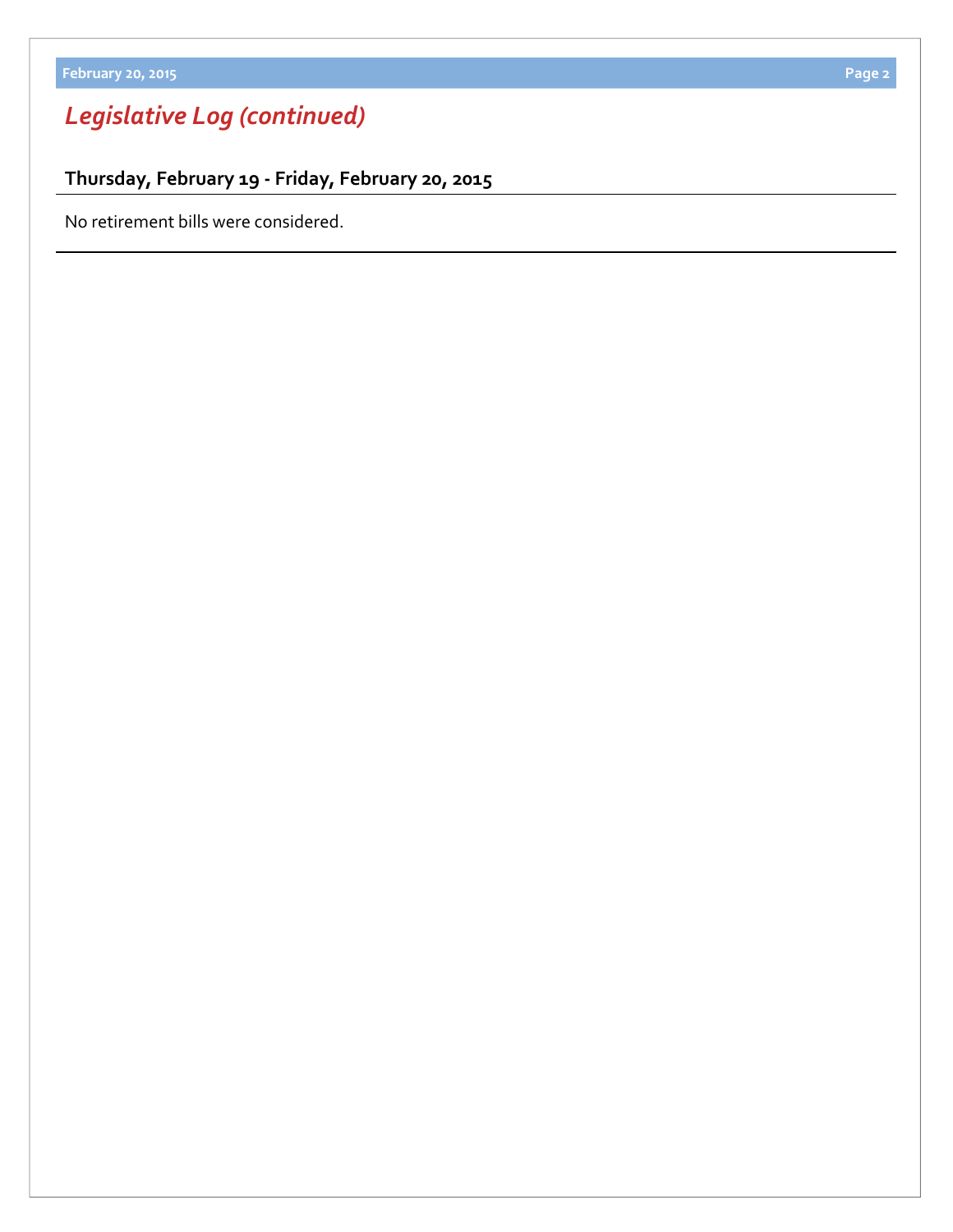# *Legislative Log (continued)*

## Thursday, February 19 - Friday, February 20, 2015

No retirement bills were considered.